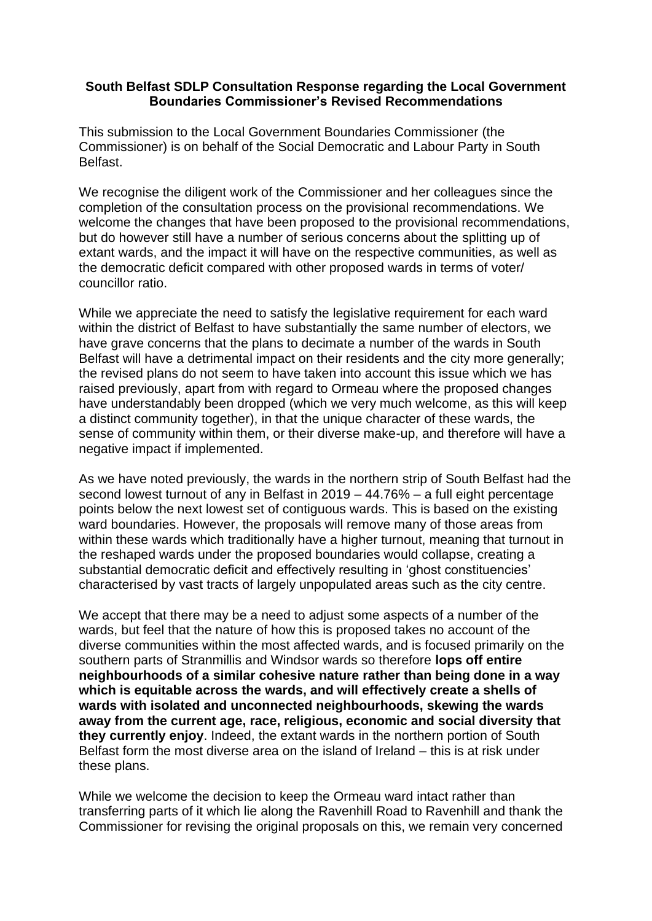**South Belfast SDLP Consultation Response regarding the Local Government Boundaries Commissioner's Revised Recommendations**

This submission to the Local Government Boundaries Commissioner (the Commissioner) is on behalf of the Social Democratic and Labour Party in South Belfast.

We recognise the diligent work of the Commissioner and her colleagues since the completion of the consultation process on the provisional recommendations. We welcome the changes that have been proposed to the provisional recommendations, but do however still have a number of serious concerns about the splitting up of extant wards, and the impact it will have on the respective communities, as well as the democratic deficit compared with other proposed wards in terms of voter/ councillor ratio.

While we appreciate the need to satisfy the legislative requirement for each ward within the district of Belfast to have substantially the same number of electors, we have grave concerns that the plans to decimate a number of the wards in South Belfast will have a detrimental impact on their residents and the city more generally; the revised plans do not seem to have taken into account this issue which we has raised previously, apart from with regard to Ormeau where the proposed changes have understandably been dropped (which we very much welcome, as this will keep a distinct community together), in that the unique character of these wards, the sense of community within them, or their diverse make-up, and therefore will have a negative impact if implemented.

As we have noted previously, the wards in the northern strip of South Belfast had the second lowest turnout of any in Belfast in 2019 – 44.76% – a full eight percentage points below the next lowest set of contiguous wards. This is based on the existing ward boundaries. However, the proposals will remove many of those areas from within these wards which traditionally have a higher turnout, meaning that turnout in the reshaped wards under the proposed boundaries would collapse, creating a substantial democratic deficit and effectively resulting in 'ghost constituencies' characterised by vast tracts of largely unpopulated areas such as the city centre.

We accept that there may be a need to adjust some aspects of a number of the wards, but feel that the nature of how this is proposed takes no account of the diverse communities within the most affected wards, and is focused primarily on the southern parts of Stranmillis and Windsor wards so therefore **lops off entire neighbourhoods of a similar cohesive nature rather than being done in a way which is equitable across the wards, and will effectively create a shells of wards with isolated and unconnected neighbourhoods, skewing the wards away from the current age, race, religious, economic and social diversity that they currently enjoy**. Indeed, the extant wards in the northern portion of South Belfast form the most diverse area on the island of Ireland – this is at risk under these plans.

While we welcome the decision to keep the Ormeau ward intact rather than transferring parts of it which lie along the Ravenhill Road to Ravenhill and thank the Commissioner for revising the original proposals on this, we remain very concerned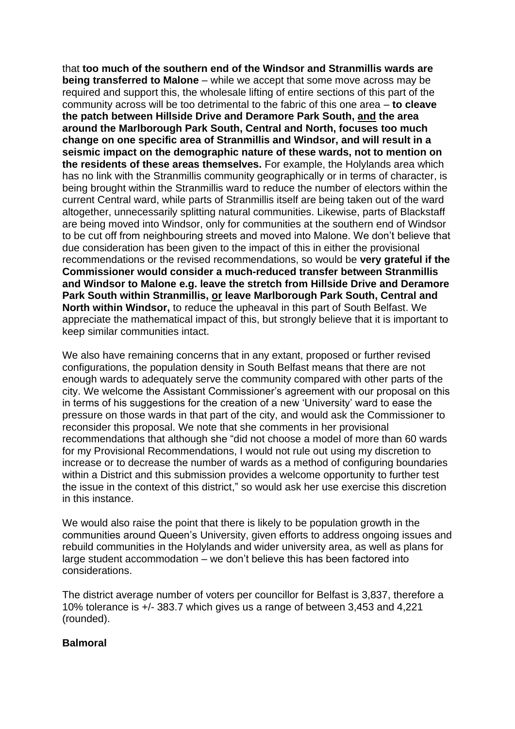that **too much of the southern end of the Windsor and Stranmillis wards are being transferred to Malone** – while we accept that some move across may be required and support this, the wholesale lifting of entire sections of this part of the community across will be too detrimental to the fabric of this one area – **to cleave the patch between Hillside Drive and Deramore Park South, <u>and</u> the area around the Marlborough Park South, Central and North, focuses too much change on one specific area of Stranmillis and Windsor, and will result in a seismic impact on the demographic nature of these wards, not to mention on the residents of these areas themselves.** For example, the Holylands area which has no link with the Stranmillis community geographically or in terms of character, is being brought within the Stranmillis ward to reduce the number of electors within the current Central ward, while parts of Stranmillis itself are being taken out of the ward altogether, unnecessarily splitting natural communities. Likewise, parts of Blackstaff are being moved into Windsor, only for communities at the southern end of Windsor to be cut off from neighbouring streets and moved into Malone. We don't believe that due consideration has been given to the impact of this in either the provisional recommendations or the revised recommendations, so would be **very grateful if the Commissioner would consider a much-reduced transfer between Stranmillis and Windsor to Malone e.g. leave the stretch from Hillside Drive and Deramore Park South within Stranmillis, <u>or</u> leave Marlborough Park South, Central and North within Windsor,** to reduce the upheaval in this part of South Belfast. We appreciate the mathematical impact of this, but strongly believe that it is important to keep similar communities intact.

We also have remaining concerns that in any extant, proposed or further revised configurations, the population density in South Belfast means that there are not enough wards to adequately serve the community compared with other parts of the city. We welcome the Assistant Commissioner's agreement with our proposal on this in terms of his suggestions for the creation of a new 'University' ward to ease the pressure on those wards in that part of the city, and would ask the Commissioner to reconsider this proposal. We note that she comments in her provisional recommendations that although she "did not choose a model of more than 60 wards for my Provisional Recommendations, I would not rule out using my discretion to increase or to decrease the number of wards as a method of configuring boundaries within a District and this submission provides a welcome opportunity to further test the issue in the context of this district," so would ask her use exercise this discretion in this instance.

We would also raise the point that there is likely to be population growth in the communities around Queen's University, given efforts to address ongoing issues and rebuild communities in the Holylands and wider university area, as well as plans for large student accommodation – we don't believe this has been factored into considerations.

The district average number of voters per councillor for Belfast is 3,837, therefore a 10% tolerance is +/- 383.7 which gives us a range of between 3,453 and 4,221 (rounded).

**Balmoral**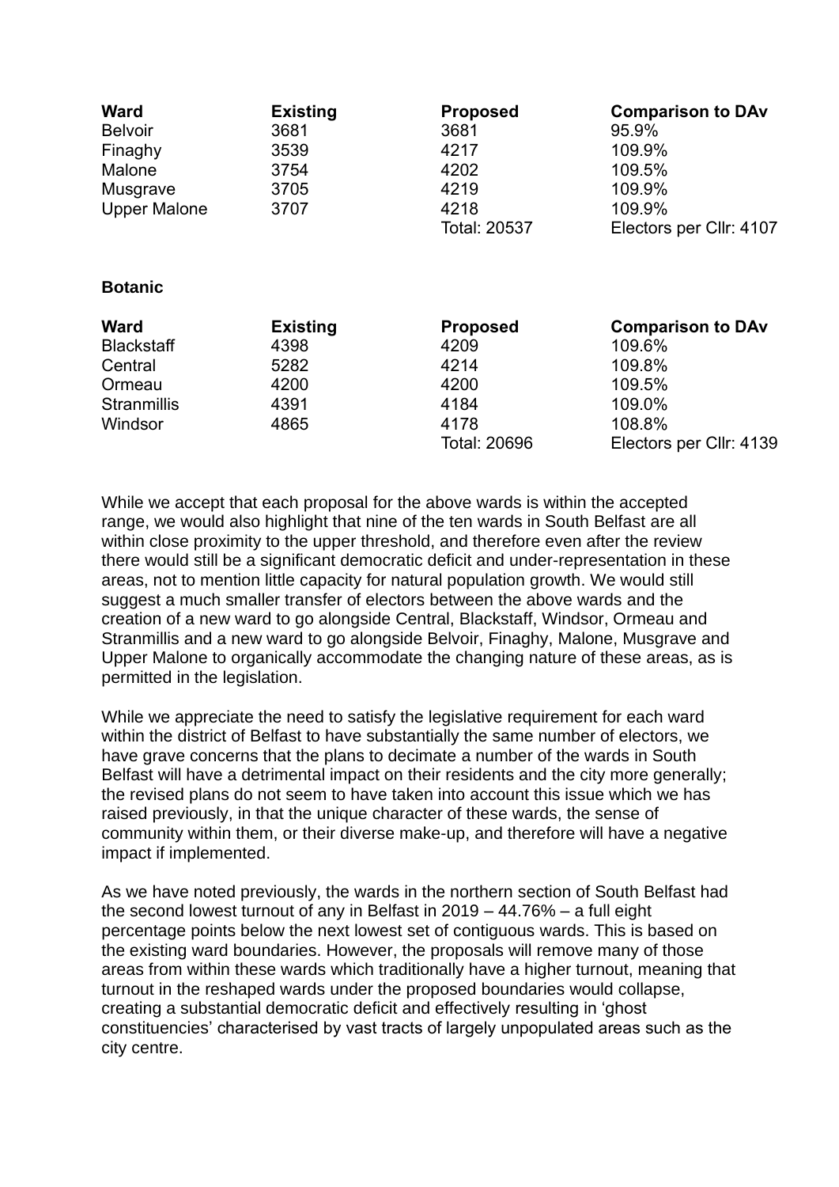| Ward | Existing | Proposed | Comparison to DAv |
|---|---|---|---|
| Belvoir | 3681 | 3681 | 95.9% |
| Finaghy | 3539 | 4217 | 109.9% |
| Malone | 3754 | 4202 | 109.5% |
| Musgrave | 3705 | 4219 | 109.9% |
| Upper Malone | 3707 | 4218 | 109.9% |
| | | Total: 20537 | Electors per Cllr: 4107 |

**Botanic**

| Ward | Existing | Proposed | Comparison to DAv |
|---|---|---|---|
| Blackstaff | 4398 | 4209 | 109.6% |
| Central | 5282 | 4214 | 109.8% |
| Ormeau | 4200 | 4200 | 109.5% |
| Stranmillis | 4391 | 4184 | 109.0% |
| Windsor | 4865 | 4178 | 108.8% |
| | | Total: 20696 | Electors per Cllr: 4139 |

While we accept that each proposal for the above wards is within the accepted range, we would also highlight that nine of the ten wards in South Belfast are all within close proximity to the upper threshold, and therefore even after the review there would still be a significant democratic deficit and under-representation in these areas, not to mention little capacity for natural population growth. We would still suggest a much smaller transfer of electors between the above wards and the creation of a new ward to go alongside Central, Blackstaff, Windsor, Ormeau and Stranmillis and a new ward to go alongside Belvoir, Finaghy, Malone, Musgrave and Upper Malone to organically accommodate the changing nature of these areas, as is permitted in the legislation.

While we appreciate the need to satisfy the legislative requirement for each ward within the district of Belfast to have substantially the same number of electors, we have grave concerns that the plans to decimate a number of the wards in South Belfast will have a detrimental impact on their residents and the city more generally; the revised plans do not seem to have taken into account this issue which we has raised previously, in that the unique character of these wards, the sense of community within them, or their diverse make-up, and therefore will have a negative impact if implemented.

As we have noted previously, the wards in the northern section of South Belfast had the second lowest turnout of any in Belfast in 2019 – 44.76% – a full eight percentage points below the next lowest set of contiguous wards. This is based on the existing ward boundaries. However, the proposals will remove many of those areas from within these wards which traditionally have a higher turnout, meaning that turnout in the reshaped wards under the proposed boundaries would collapse, creating a substantial democratic deficit and effectively resulting in 'ghost constituencies' characterised by vast tracts of largely unpopulated areas such as the city centre.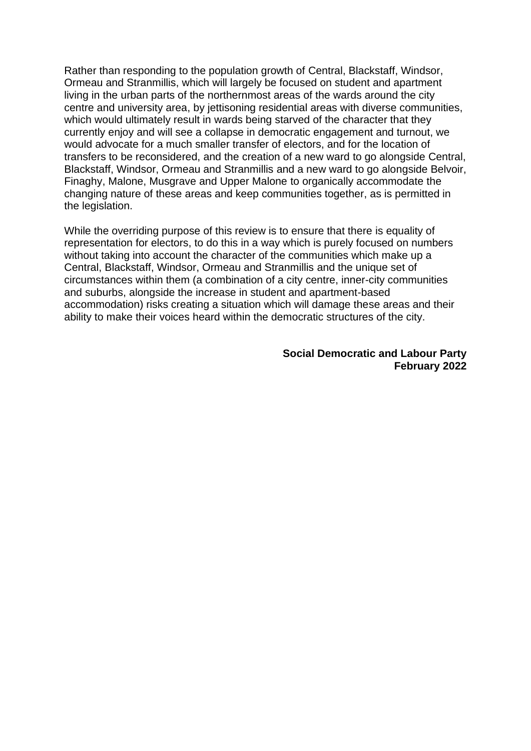Rather than responding to the population growth of Central, Blackstaff, Windsor, Ormeau and Stranmillis, which will largely be focused on student and apartment living in the urban parts of the northernmost areas of the wards around the city centre and university area, by jettisoning residential areas with diverse communities, which would ultimately result in wards being starved of the character that they currently enjoy and will see a collapse in democratic engagement and turnout, we would advocate for a much smaller transfer of electors, and for the location of transfers to be reconsidered, and the creation of a new ward to go alongside Central, Blackstaff, Windsor, Ormeau and Stranmillis and a new ward to go alongside Belvoir, Finaghy, Malone, Musgrave and Upper Malone to organically accommodate the changing nature of these areas and keep communities together, as is permitted in the legislation.

While the overriding purpose of this review is to ensure that there is equality of representation for electors, to do this in a way which is purely focused on numbers without taking into account the character of the communities which make up a Central, Blackstaff, Windsor, Ormeau and Stranmillis and the unique set of circumstances within them (a combination of a city centre, inner-city communities and suburbs, alongside the increase in student and apartment-based accommodation) risks creating a situation which will damage these areas and their ability to make their voices heard within the democratic structures of the city.

**Social Democratic and Labour Party**
**February 2022**